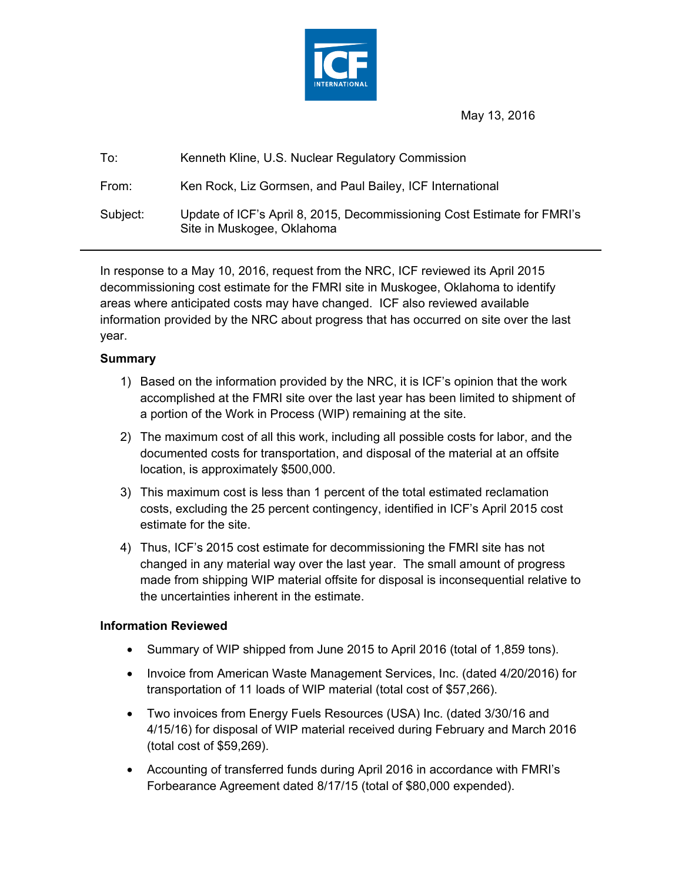May 13, 2016

To: Kenneth Kline, U.S. Nuclear Regulatory Commission

From: Ken Rock, Liz Gormsen, and Paul Bailey, ICF International

Subject: Update of ICF's April 8, 2015, Decommissioning Cost Estimate for FMRI's Site in Muskogee, Oklahoma

---

In response to a May 10, 2016, request from the NRC, ICF reviewed its April 2015 decommissioning cost estimate for the FMRI site in Muskogee, Oklahoma to identify areas where anticipated costs may have changed. ICF also reviewed available information provided by the NRC about progress that has occurred on site over the last year.

**Summary**

1) Based on the information provided by the NRC, it is ICF's opinion that the work accomplished at the FMRI site over the last year has been limited to shipment of a portion of the Work in Process (WIP) remaining at the site.
2) The maximum cost of all this work, including all possible costs for labor, and the documented costs for transportation, and disposal of the material at an offsite location, is approximately $500,000.
3) This maximum cost is less than 1 percent of the total estimated reclamation costs, excluding the 25 percent contingency, identified in ICF's April 2015 cost estimate for the site.
4) Thus, ICF's 2015 cost estimate for decommissioning the FMRI site has not changed in any material way over the last year. The small amount of progress made from shipping WIP material offsite for disposal is inconsequential relative to the uncertainties inherent in the estimate.

**Information Reviewed**

- Summary of WIP shipped from June 2015 to April 2016 (total of 1,859 tons).
- Invoice from American Waste Management Services, Inc. (dated 4/20/2016) for transportation of 11 loads of WIP material (total cost of $57,266).
- Two invoices from Energy Fuels Resources (USA) Inc. (dated 3/30/16 and 4/15/16) for disposal of WIP material received during February and March 2016 (total cost of $59,269).
- Accounting of transferred funds during April 2016 in accordance with FMRI's Forbearance Agreement dated 8/17/15 (total of $80,000 expended).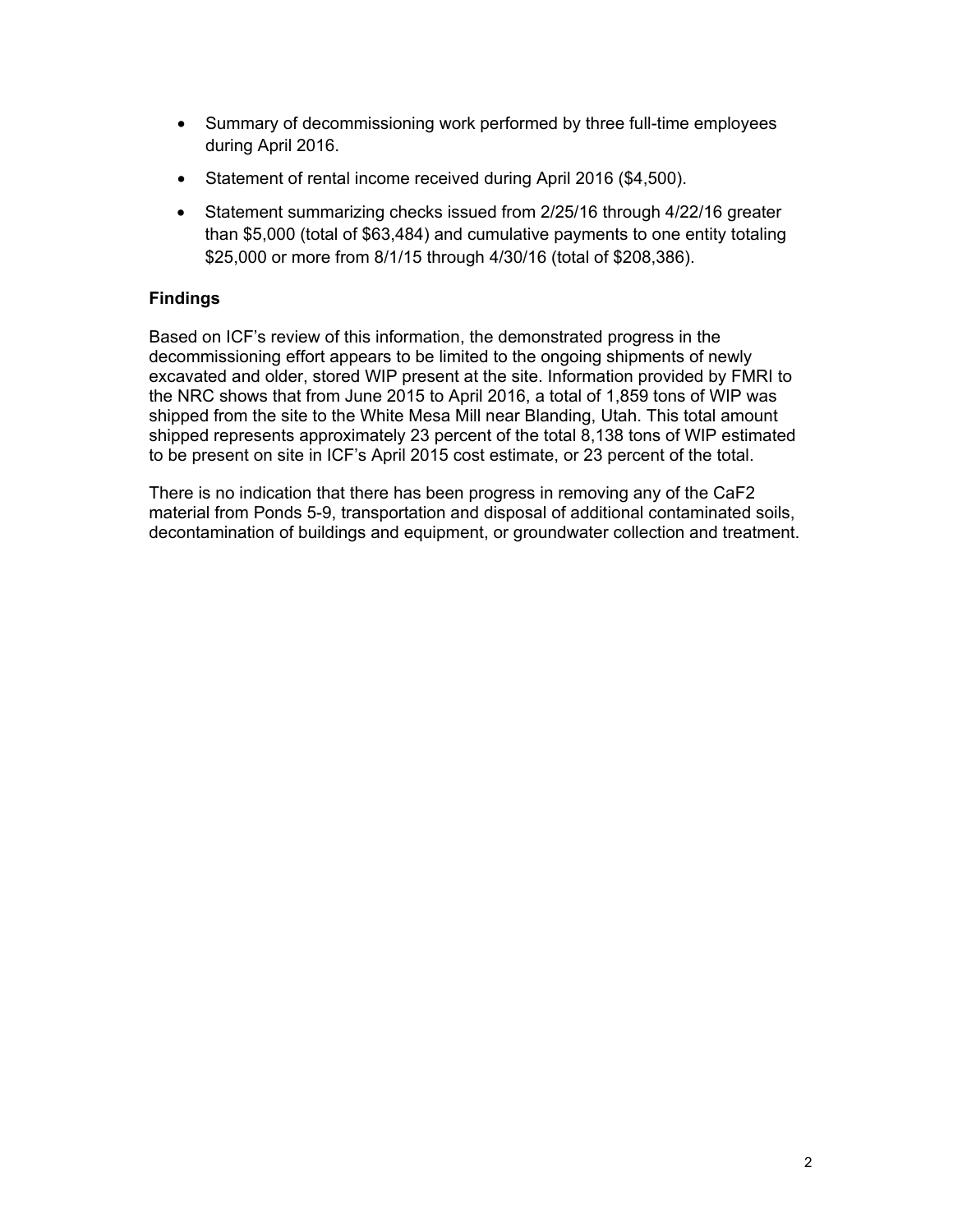- Summary of decommissioning work performed by three full-time employees during April 2016.
- Statement of rental income received during April 2016 ($4,500).
- Statement summarizing checks issued from 2/25/16 through 4/22/16 greater than $5,000 (total of $63,484) and cumulative payments to one entity totaling $25,000 or more from 8/1/15 through 4/30/16 (total of $208,386).

**Findings**

Based on ICF's review of this information, the demonstrated progress in the decommissioning effort appears to be limited to the ongoing shipments of newly excavated and older, stored WIP present at the site. Information provided by FMRI to the NRC shows that from June 2015 to April 2016, a total of 1,859 tons of WIP was shipped from the site to the White Mesa Mill near Blanding, Utah. This total amount shipped represents approximately 23 percent of the total 8,138 tons of WIP estimated to be present on site in ICF's April 2015 cost estimate, or 23 percent of the total.

There is no indication that there has been progress in removing any of the $CaF_2$ material from Ponds 5-9, transportation and disposal of additional contaminated soils, decontamination of buildings and equipment, or groundwater collection and treatment.